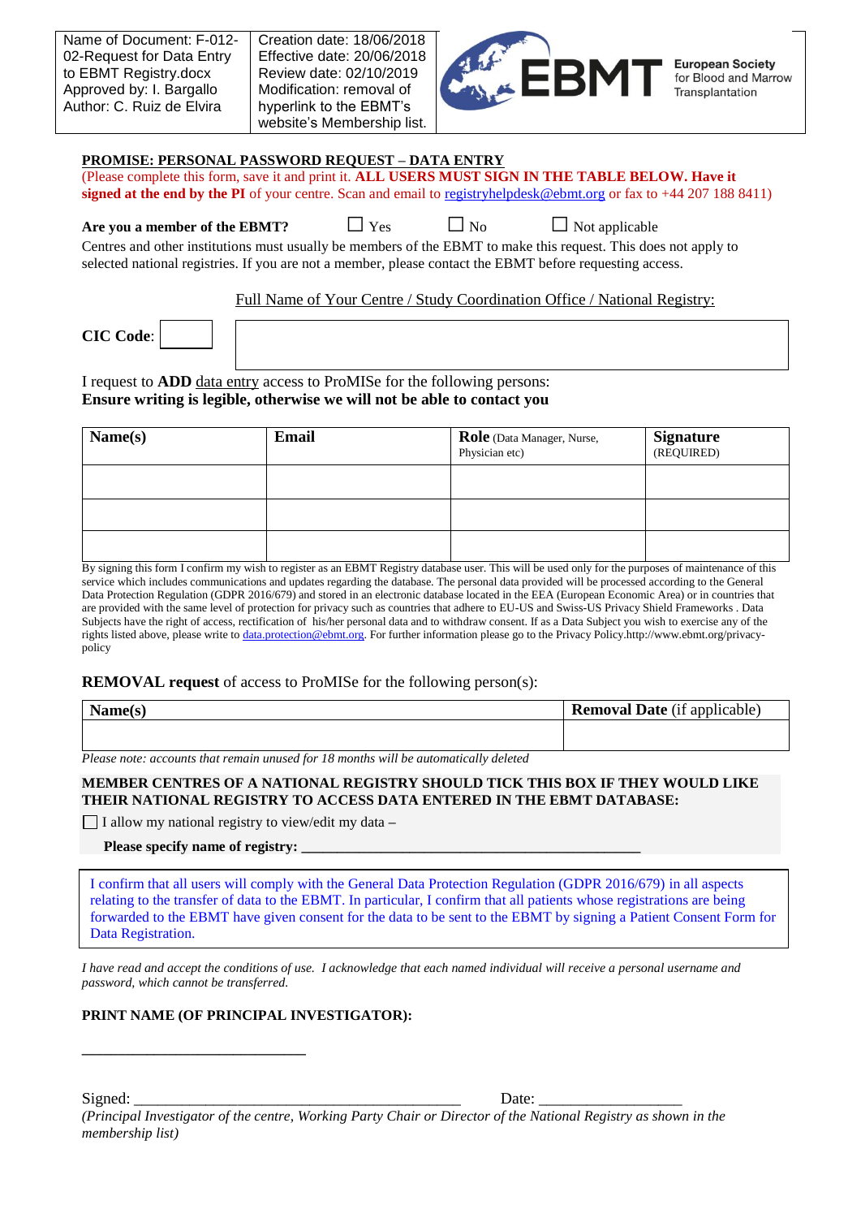| Name of Document: F-012-02-Request for Data Entry to EBMT Registry.docx Approved by: I. Bargallo Author: C. Ruiz de Elvira | Creation date: 18/06/2018 Effective date: 20/06/2018 Review date: 02/10/2019 Modification: removal of hyperlink to the EBMT's website's Membership list. | EBMT European Society for Blood and Marrow Transplantation |
|---|---|---|

**PROMISE: PERSONAL PASSWORD REQUEST – DATA ENTRY**

(Please complete this form, save it and print it. **ALL USERS MUST SIGN IN THE TABLE BELOW. Have it signed at the end by the PI** of your centre. Scan and email to registryhelpdesk@ebmt.org or fax to +44 207 188 8411)

**Are you a member of the EBMT?** ☐ Yes ☐ No ☐ Not applicable

Centres and other institutions must usually be members of the EBMT to make this request. This does not apply to selected national registries. If you are not a member, please contact the EBMT before requesting access.

Full Name of Your Centre / Study Coordination Office / National Registry:

**CIC Code**: ______

I request to **ADD** data entry access to ProMISe for the following persons:
**Ensure writing is legible, otherwise we will not be able to contact you**

| **Name(s)** | **Email** | **Role** (Data Manager, Nurse, Physician etc) | **Signature** (REQUIRED) |
|---|---|---|---|
| | | | |
| | | | |
| | | | |

By signing this form I confirm my wish to register as an EBMT Registry database user. This will be used only for the purposes of maintenance of this service which includes communications and updates regarding the database. The personal data provided will be processed according to the General Data Protection Regulation (GDPR 2016/679) and stored in an electronic database located in the EEA (European Economic Area) or in countries that are provided with the same level of protection for privacy such as countries that adhere to EU-US and Swiss-US Privacy Shield Frameworks . Data Subjects have the right of access, rectification of his/her personal data and to withdraw consent. If as a Data Subject you wish to exercise any of the rights listed above, please write to data.protection@ebmt.org. For further information please go to the Privacy Policy.http://www.ebmt.org/privacy-policy

**REMOVAL request** of access to ProMISe for the following person(s):

| **Name(s)** | **Removal Date** (if applicable) |
|---|---|
| | |

*Please note: accounts that remain unused for 18 months will be automatically deleted*

**MEMBER CENTRES OF A NATIONAL REGISTRY SHOULD TICK THIS BOX IF THEY WOULD LIKE THEIR NATIONAL REGISTRY TO ACCESS DATA ENTERED IN THE EBMT DATABASE:**

☐ I allow my national registry to view/edit my data –

**Please specify name of registry:** ______________________________________________

I confirm that all users will comply with the General Data Protection Regulation (GDPR 2016/679) in all aspects relating to the transfer of data to the EBMT. In particular, I confirm that all patients whose registrations are being forwarded to the EBMT have given consent for the data to be sent to the EBMT by signing a Patient Consent Form for Data Registration.

*I have read and accept the conditions of use. I acknowledge that each named individual will receive a personal username and password, which cannot be transferred.*

**PRINT NAME (OF PRINCIPAL INVESTIGATOR):**

____________________________

Signed: ___________________________________________ Date: __________________

*(Principal Investigator of the centre, Working Party Chair or Director of the National Registry as shown in the membership list)*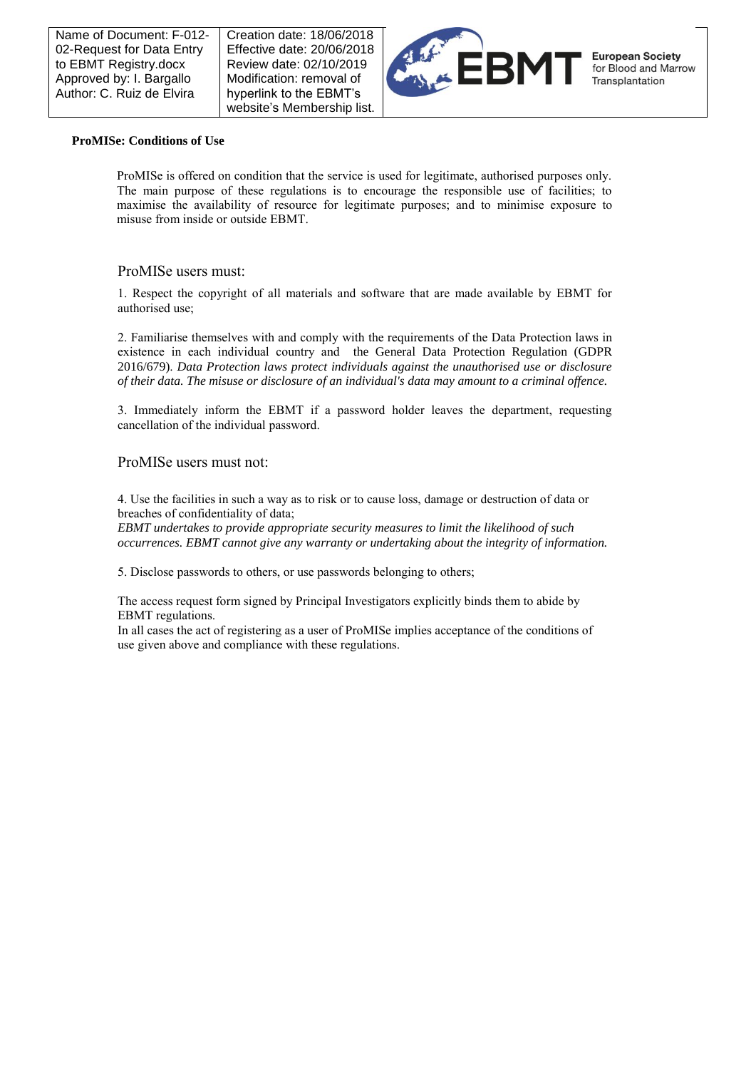**ProMISe: Conditions of Use**

ProMISe is offered on condition that the service is used for legitimate, authorised purposes only. The main purpose of these regulations is to encourage the responsible use of facilities; to maximise the availability of resource for legitimate purposes; and to minimise exposure to misuse from inside or outside EBMT.

## ProMISe users must:

1. Respect the copyright of all materials and software that are made available by EBMT for authorised use;

2. Familiarise themselves with and comply with the requirements of the Data Protection laws in existence in each individual country and the General Data Protection Regulation (GDPR 2016/679). *Data Protection laws protect individuals against the unauthorised use or disclosure of their data. The misuse or disclosure of an individual's data may amount to a criminal offence.*

3. Immediately inform the EBMT if a password holder leaves the department, requesting cancellation of the individual password.

## ProMISe users must not:

4. Use the facilities in such a way as to risk or to cause loss, damage or destruction of data or breaches of confidentiality of data;
*EBMT undertakes to provide appropriate security measures to limit the likelihood of such occurrences. EBMT cannot give any warranty or undertaking about the integrity of information.*

5. Disclose passwords to others, or use passwords belonging to others;

The access request form signed by Principal Investigators explicitly binds them to abide by EBMT regulations.
In all cases the act of registering as a user of ProMISe implies acceptance of the conditions of use given above and compliance with these regulations.